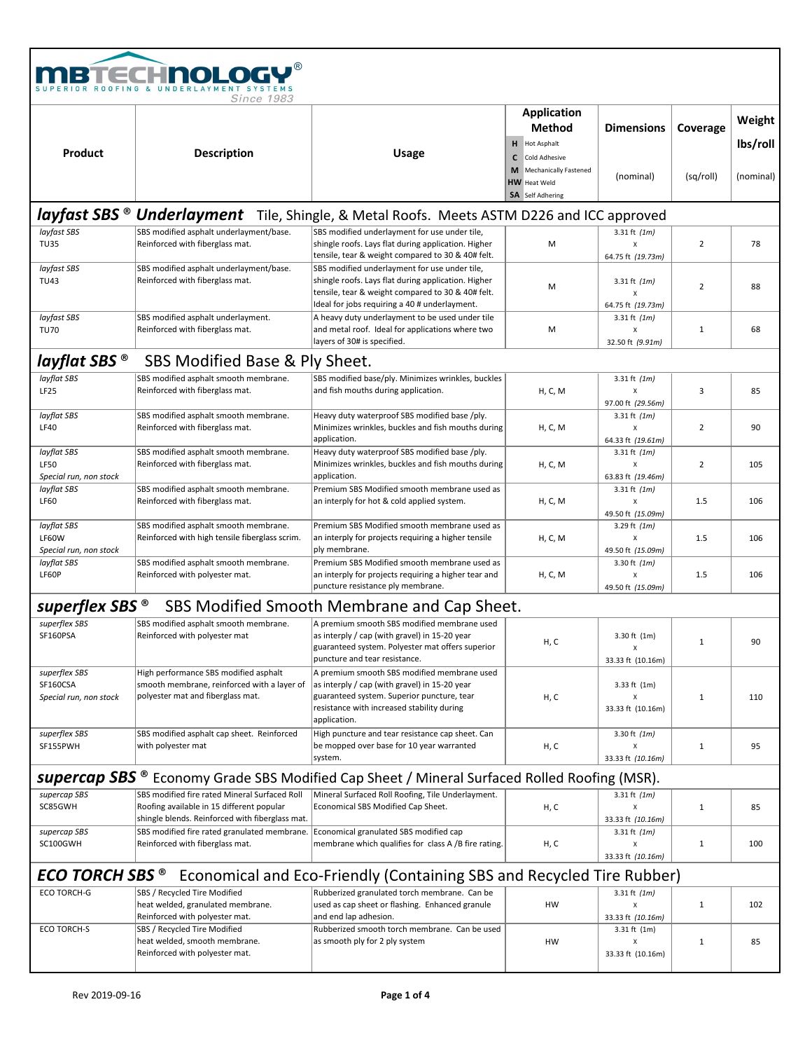# MBTECHNOLOGY®

SUPERIOR ROOFING & UNDERLAYMENT SYSTEMS
Since 1983

| Product | Description | Usage | Application Method (H Hot Asphalt, C Cold Adhesive, M Mechanically Fastened, HW Heat Weld, SA Self Adhering) | Dimensions (nominal) | Coverage (sq/roll) | Weight lbs/roll (nominal) |
|---|---|---|---|---|---|---|
| ***layfast SBS ® Underlayment*** Tile, Shingle, & Metal Roofs. Meets ASTM D226 and ICC approved | | | | | | |
| *layfast SBS* TU35 | SBS modified asphalt underlayment/base. Reinforced with fiberglass mat. | SBS modified underlayment for use under tile, shingle roofs. Lays flat during application. Higher tensile, tear & weight compared to 30 & 40# felt. | M | 3.31 ft *(1m)* x 64.75 ft *(19.73m)* | 2 | 78 |
| *layfast SBS* TU43 | SBS modified asphalt underlayment/base. Reinforced with fiberglass mat. | SBS modified underlayment for use under tile, shingle roofs. Lays flat during application. Higher tensile, tear & weight compared to 30 & 40# felt. Ideal for jobs requiring a 40 # underlayment. | M | 3.31 ft *(1m)* x 64.75 ft *(19.73m)* | 2 | 88 |
| *layfast SBS* TU70 | SBS modified asphalt underlayment. Reinforced with fiberglass mat. | A heavy duty underlayment to be used under tile and metal roof. Ideal for applications where two layers of 30# is specified. | M | 3.31 ft *(1m)* x 32.50 ft *(9.91m)* | 1 | 68 |
| ***layflat SBS ®*** SBS Modified Base & Ply Sheet. | | | | | | |
| *layflat SBS* LF25 | SBS modified asphalt smooth membrane. Reinforced with fiberglass mat. | SBS modified base/ply. Minimizes wrinkles, buckles and fish mouths during application. | H, C, M | 3.31 ft *(1m)* x 97.00 ft *(29.56m)* | 3 | 85 |
| *layflat SBS* LF40 | SBS modified asphalt smooth membrane. Reinforced with fiberglass mat. | Heavy duty waterproof SBS modified base /ply. Minimizes wrinkles, buckles and fish mouths during application. | H, C, M | 3.31 ft *(1m)* x 64.33 ft *(19.61m)* | 2 | 90 |
| *layflat SBS* LF50 *Special run, non stock* | SBS modified asphalt smooth membrane. Reinforced with fiberglass mat. | Heavy duty waterproof SBS modified base /ply. Minimizes wrinkles, buckles and fish mouths during application. | H, C, M | 3.31 ft *(1m)* x 63.83 ft *(19.46m)* | 2 | 105 |
| *layflat SBS* LF60 | SBS modified asphalt smooth membrane. Reinforced with fiberglass mat. | Premium SBS Modified smooth membrane used as an interply for hot & cold applied system. | H, C, M | 3.31 ft *(1m)* x 49.50 ft *(15.09m)* | 1.5 | 106 |
| *layflat SBS* LF60W *Special run, non stock* | SBS modified asphalt smooth membrane. Reinforced with high tensile fiberglass scrim. | Premium SBS Modified smooth membrane used as an interply for projects requiring a higher tensile ply membrane. | H, C, M | 3.29 ft *(1m)* x 49.50 ft *(15.09m)* | 1.5 | 106 |
| *layflat SBS* LF60P | SBS modified asphalt smooth membrane. Reinforced with polyester mat. | Premium SBS Modified smooth membrane used as an interply for projects requiring a higher tear and puncture resistance ply membrane. | H, C, M | 3.30 ft *(1m)* x 49.50 ft *(15.09m)* | 1.5 | 106 |
| ***superflex SBS ®*** SBS Modified Smooth Membrane and Cap Sheet. | | | | | | |
| *superflex SBS* SF160PSA | SBS modified asphalt smooth membrane. Reinforced with polyester mat | A premium smooth SBS modified membrane used as interply / cap (with gravel) in 15-20 year guaranteed system. Polyester mat offers superior puncture and tear resistance. | H, C | 3.30 ft (1m) x 33.33 ft (10.16m) | 1 | 90 |
| *superflex SBS* SF160CSA *Special run, non stock* | High performance SBS modified asphalt smooth membrane, reinforced with a layer of polyester mat and fiberglass mat. | A premium smooth SBS modified membrane used as interply / cap (with gravel) in 15-20 year guaranteed system. Superior puncture, tear resistance with increased stability during application. | H, C | 3.33 ft (1m) x 33.33 ft (10.16m) | 1 | 110 |
| *superflex SBS* SF155PWH | SBS modified asphalt cap sheet. Reinforced with polyester mat | High puncture and tear resistance cap sheet. Can be mopped over base for 10 year warranted system. | H, C | 3.30 ft *(1m)* x 33.33 ft *(10.16m)* | 1 | 95 |
| ***supercap SBS ®*** Economy Grade SBS Modified Cap Sheet / Mineral Surfaced Rolled Roofing (MSR). | | | | | | |
| *supercap SBS* SC85GWH | SBS modified fire rated Mineral Surfaced Roll Roofing available in 15 different popular shingle blends. Reinforced with fiberglass mat. | Mineral Surfaced Roll Roofing, Tile Underlayment. Economical SBS Modified Cap Sheet. | H, C | 3.31 ft *(1m)* x 33.33 ft *(10.16m)* | 1 | 85 |
| *supercap SBS* SC100GWH | SBS modified fire rated granulated membrane. Reinforced with fiberglass mat. | Economical granulated SBS modified cap membrane which qualifies for class A /B fire rating. | H, C | 3.31 ft *(1m)* x 33.33 ft *(10.16m)* | 1 | 100 |
| ***ECO TORCH SBS ®*** Economical and Eco-Friendly (Containing SBS and Recycled Tire Rubber) | | | | | | |
| ECO TORCH-G | SBS / Recycled Tire Modified heat welded, granulated membrane. Reinforced with polyester mat. | Rubberized granulated torch membrane. Can be used as cap sheet or flashing. Enhanced granule and end lap adhesion. | HW | 3.31 ft *(1m)* x 33.33 ft *(10.16m)* | 1 | 102 |
| ECO TORCH-S | SBS / Recycled Tire Modified heat welded, smooth membrane. Reinforced with polyester mat. | Rubberized smooth torch membrane. Can be used as smooth ply for 2 ply system | HW | 3.31 ft (1m) x 33.33 ft (10.16m) | 1 | 85 |

Rev 2019-09-16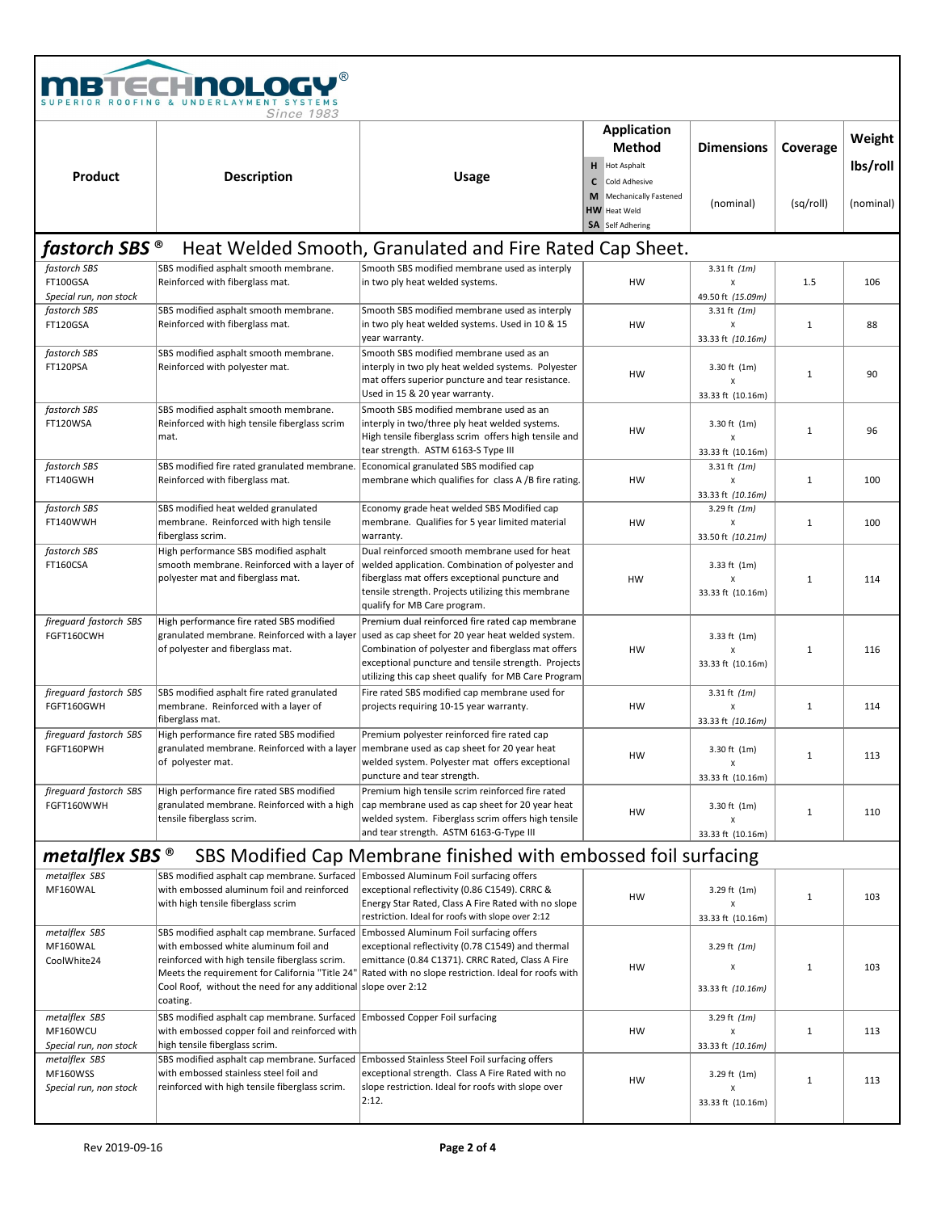**MBTECHNOLOGY®**
SUPERIOR ROOFING & UNDERLAYMENT SYSTEMS
*Since 1983*

| Product | Description | Usage | Application Method (H Hot Asphalt, C Cold Adhesive, M Mechanically Fastened, HW Heat Weld, SA Self Adhering) | Dimensions (nominal) | Coverage (sq/roll) | Weight lbs/roll (nominal) |
|---|---|---|---|---|---|---|
| ***fastorch SBS®*** **Heat Welded Smooth, Granulated and Fire Rated Cap Sheet.** | | | | | | |
| *fastorch SBS* FT100GSA *Special run, non stock* | SBS modified asphalt smooth membrane. Reinforced with fiberglass mat. | Smooth SBS modified membrane used as interply in two ply heat welded systems. | HW | 3.31 ft *(1m)* x 49.50 ft *(15.09m)* | 1.5 | 106 |
| *fastorch SBS* FT120GSA | SBS modified asphalt smooth membrane. Reinforced with fiberglass mat. | Smooth SBS modified membrane used as interply in two ply heat welded systems. Used in 10 & 15 year warranty. | HW | 3.31 ft *(1m)* x 33.33 ft *(10.16m)* | 1 | 88 |
| *fastorch SBS* FT120PSA | SBS modified asphalt smooth membrane. Reinforced with polyester mat. | Smooth SBS modified membrane used as an interply in two ply heat welded systems. Polyester mat offers superior puncture and tear resistance. Used in 15 & 20 year warranty. | HW | 3.30 ft (1m) x 33.33 ft (10.16m) | 1 | 90 |
| *fastorch SBS* FT120WSA | SBS modified asphalt smooth membrane. Reinforced with high tensile fiberglass scrim mat. | Smooth SBS modified membrane used as an interply in two/three ply heat welded systems. High tensile fiberglass scrim offers high tensile and tear strength. ASTM 6163-S Type III | HW | 3.30 ft (1m) x 33.33 ft (10.16m) | 1 | 96 |
| *fastorch SBS* FT140GWH | SBS modified fire rated granulated membrane. Reinforced with fiberglass mat. | Economical granulated SBS modified cap membrane which qualifies for class A /B fire rating. | HW | 3.31 ft *(1m)* x 33.33 ft *(10.16m)* | 1 | 100 |
| *fastorch SBS* FT140WWH | SBS modified heat welded granulated membrane. Reinforced with high tensile fiberglass scrim. | Economy grade heat welded SBS Modified cap membrane. Qualifies for 5 year limited material warranty. | HW | 3.29 ft *(1m)* x 33.50 ft *(10.21m)* | 1 | 100 |
| *fastorch SBS* FT160CSA | High performance SBS modified asphalt smooth membrane. Reinforced with a layer of polyester mat and fiberglass mat. | Dual reinforced smooth membrane used for heat welded application. Combination of polyester and fiberglass mat offers exceptional puncture and tensile strength. Projects utilizing this membrane qualify for MB Care program. | HW | 3.33 ft (1m) x 33.33 ft (10.16m) | 1 | 114 |
| *fireguard fastorch SBS* FGFT160CWH | High performance fire rated SBS modified granulated membrane. Reinforced with a layer of polyester and fiberglass mat. | Premium dual reinforced fire rated cap membrane used as cap sheet for 20 year heat welded system. Combination of polyester and fiberglass mat offers exceptional puncture and tensile strength. Projects utilizing this cap sheet qualify for MB Care Program | HW | 3.33 ft (1m) x 33.33 ft (10.16m) | 1 | 116 |
| *fireguard fastorch SBS* FGFT160GWH | SBS modified asphalt fire rated granulated membrane. Reinforced with a layer of fiberglass mat. | Fire rated SBS modified cap membrane used for projects requiring 10-15 year warranty. | HW | 3.31 ft *(1m)* x 33.33 ft *(10.16m)* | 1 | 114 |
| *fireguard fastorch SBS* FGFT160PWH | High performance fire rated SBS modified granulated membrane. Reinforced with a layer of polyester mat. | Premium polyester reinforced fire rated cap membrane used as cap sheet for 20 year heat welded system. Polyester mat offers exceptional puncture and tear strength. | HW | 3.30 ft (1m) x 33.33 ft (10.16m) | 1 | 113 |
| *fireguard fastorch SBS* FGFT160WWH | High performance fire rated SBS modified granulated membrane. Reinforced with a high tensile fiberglass scrim. | Premium high tensile scrim reinforced fire rated cap membrane used as cap sheet for 20 year heat welded system. Fiberglass scrim offers high tensile and tear strength. ASTM 6163-G-Type III | HW | 3.30 ft (1m) x 33.33 ft (10.16m) | 1 | 110 |
| ***metalflex SBS®*** **SBS Modified Cap Membrane finished with embossed foil surfacing** | | | | | | |
| *metalflex SBS* MF160WAL | SBS modified asphalt cap membrane. Surfaced with embossed aluminum foil and reinforced with high tensile fiberglass scrim | Embossed Aluminum Foil surfacing offers exceptional reflectivity (0.86 C1549). CRRC & Energy Star Rated, Class A Fire Rated with no slope restriction. Ideal for roofs with slope over 2:12 | HW | 3.29 ft (1m) x 33.33 ft (10.16m) | 1 | 103 |
| *metalflex SBS* MF160WAL CoolWhite24 | SBS modified asphalt cap membrane. Surfaced with embossed white aluminum foil and reinforced with high tensile fiberglass scrim. Meets the requirement for California "Title 24" Cool Roof, without the need for any additional coating. | Embossed Aluminum Foil surfacing offers exceptional reflectivity (0.78 C1549) and thermal emittance (0.84 C1371). CRRC Rated, Class A Fire Rated with no slope restriction. Ideal for roofs with slope over 2:12 | HW | 3.29 ft *(1m)* x 33.33 ft *(10.16m)* | 1 | 103 |
| *metalflex SBS* MF160WCU *Special run, non stock* | SBS modified asphalt cap membrane. Surfaced with embossed copper foil and reinforced with high tensile fiberglass scrim. | Embossed Copper Foil surfacing | HW | 3.29 ft *(1m)* x 33.33 ft *(10.16m)* | 1 | 113 |
| *metalflex SBS* MF160WSS *Special run, non stock* | SBS modified asphalt cap membrane. Surfaced with embossed stainless steel foil and reinforced with high tensile fiberglass scrim. | Embossed Stainless Steel Foil surfacing offers exceptional strength. Class A Fire Rated with no slope restriction. Ideal for roofs with slope over 2:12. | HW | 3.29 ft (1m) x 33.33 ft (10.16m) | 1 | 113 |

Rev 2019-09-16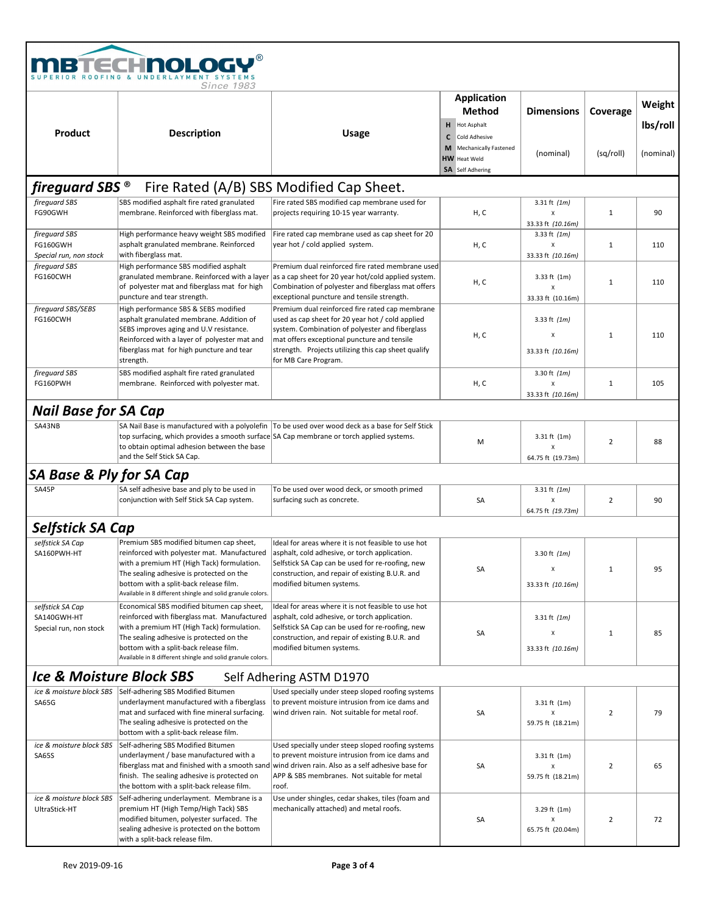**MBTECHNOLOGY®**
SUPERIOR ROOFING & UNDERLAYMENT SYSTEMS
Since 1983

| Product | Description | Usage | Application Method (H Hot Asphalt, C Cold Adhesive, M Mechanically Fastened, HW Heat Weld, SA Self Adhering) | Dimensions (nominal) | Coverage (sq/roll) | Weight lbs/roll (nominal) |
|---|---|---|---|---|---|---|
| ***fireguard SBS®*** **Fire Rated (A/B) SBS Modified Cap Sheet.** | | | | | | |
| *fireguard SBS* FG90GWH | SBS modified asphalt fire rated granulated membrane. Reinforced with fiberglass mat. | Fire rated SBS modified cap membrane used for projects requiring 10-15 year warranty. | H, C | 3.31 ft *(1m)* x 33.33 ft *(10.16m)* | 1 | 90 |
| *fireguard SBS* FG160GWH *Special run, non stock* | High performance heavy weight SBS modified asphalt granulated membrane. Reinforced with fiberglass mat. | Fire rated cap membrane used as cap sheet for 20 year hot / cold applied system. | H, C | 3.33 ft *(1m)* x 33.33 ft *(10.16m)* | 1 | 110 |
| *fireguard SBS* FG160CWH | High performance SBS modified asphalt granulated membrane. Reinforced with a layer of polyester mat and fiberglass mat for high puncture and tear strength. | Premium dual reinforced fire rated membrane used as a cap sheet for 20 year hot/cold applied system. Combination of polyester and fiberglass mat offers exceptional puncture and tensile strength. | H, C | 3.33 ft (1m) x 33.33 ft (10.16m) | 1 | 110 |
| *fireguard SBS/SEBS* FG160CWH | High performance SBS & SEBS modified asphalt granulated membrane. Addition of SEBS improves aging and U.V resistance. Reinforced with a layer of polyester mat and fiberglass mat for high puncture and tear strength. | Premium dual reinforced fire rated cap membrane used as cap sheet for 20 year hot / cold applied system. Combination of polyester and fiberglass mat offers exceptional puncture and tensile strength. Projects utilizing this cap sheet qualify for MB Care Program. | H, C | 3.33 ft *(1m)* x 33.33 ft *(10.16m)* | 1 | 110 |
| *fireguard SBS* FG160PWH | SBS modified asphalt fire rated granulated membrane. Reinforced with polyester mat. | | H, C | 3.30 ft *(1m)* x 33.33 ft *(10.16m)* | 1 | 105 |
| ***Nail Base for SA Cap*** | | | | | | |
| SA43NB | SA Nail Base is manufactured with a polyolefin top surfacing, which provides a smooth surface to obtain optimal adhesion between the base and the Self Stick SA Cap. | To be used over wood deck as a base for Self Stick SA Cap membrane or torch applied systems. | M | 3.31 ft (1m) x 64.75 ft (19.73m) | 2 | 88 |
| ***SA Base & Ply for SA Cap*** | | | | | | |
| SA45P | SA self adhesive base and ply to be used in conjunction with Self Stick SA Cap system. | To be used over wood deck, or smooth primed surfacing such as concrete. | SA | 3.31 ft *(1m)* x 64.75 ft *(19.73m)* | 2 | 90 |
| ***Selfstick SA Cap*** | | | | | | |
| *selfstick SA Cap* SA160PWH-HT | Premium SBS modified bitumen cap sheet, reinforced with polyester mat. Manufactured with a premium HT (High Tack) formulation. The sealing adhesive is protected on the bottom with a split-back release film. Available in 8 different shingle and solid granule colors. | Ideal for areas where it is not feasible to use hot asphalt, cold adhesive, or torch application. Selfstick SA Cap can be used for re-roofing, new construction, and repair of existing B.U.R. and modified bitumen systems. | SA | 3.30 ft *(1m)* x 33.33 ft *(10.16m)* | 1 | 95 |
| *selfstick SA Cap* SA140GWH-HT Special run, non stock | Economical SBS modified bitumen cap sheet, reinforced with fiberglass mat. Manufactured with a premium HT (High Tack) formulation. The sealing adhesive is protected on the bottom with a split-back release film. Available in 8 different shingle and solid granule colors. | Ideal for areas where it is not feasible to use hot asphalt, cold adhesive, or torch application. Selfstick SA Cap can be used for re-roofing, new construction, and repair of existing B.U.R. and modified bitumen systems. | SA | 3.31 ft *(1m)* x 33.33 ft *(10.16m)* | 1 | 85 |
| ***Ice & Moisture Block SBS*** Self Adhering ASTM D1970 | | | | | | |
| *ice & moisture block SBS* SA65G | Self-adhering SBS Modified Bitumen underlayment manufactured with a fiberglass mat and surfaced with fine mineral surfacing. The sealing adhesive is protected on the bottom with a split-back release film. | Used specially under steep sloped roofing systems to prevent moisture intrusion from ice dams and wind driven rain. Not suitable for metal roof. | SA | 3.31 ft (1m) x 59.75 ft (18.21m) | 2 | 79 |
| *ice & moisture block SBS* SA65S | Self-adhering SBS Modified Bitumen underlayment / base manufactured with a fiberglass mat and finished with a smooth sand finish. The sealing adhesive is protected on the bottom with a split-back release film. | Used specially under steep sloped roofing systems to prevent moisture intrusion from ice dams and wind driven rain. Also as a self adhesive base for APP & SBS membranes. Not suitable for metal roof. | SA | 3.31 ft (1m) x 59.75 ft (18.21m) | 2 | 65 |
| *ice & moisture block SBS* UltraStick-HT | Self-adhering underlayment. Membrane is a premium HT (High Temp/High Tack) SBS modified bitumen, polyester surfaced. The sealing adhesive is protected on the bottom with a split-back release film. | Use under shingles, cedar shakes, tiles (foam and mechanically attached) and metal roofs. | SA | 3.29 ft (1m) x 65.75 ft (20.04m) | 2 | 72 |

Rev 2019-09-16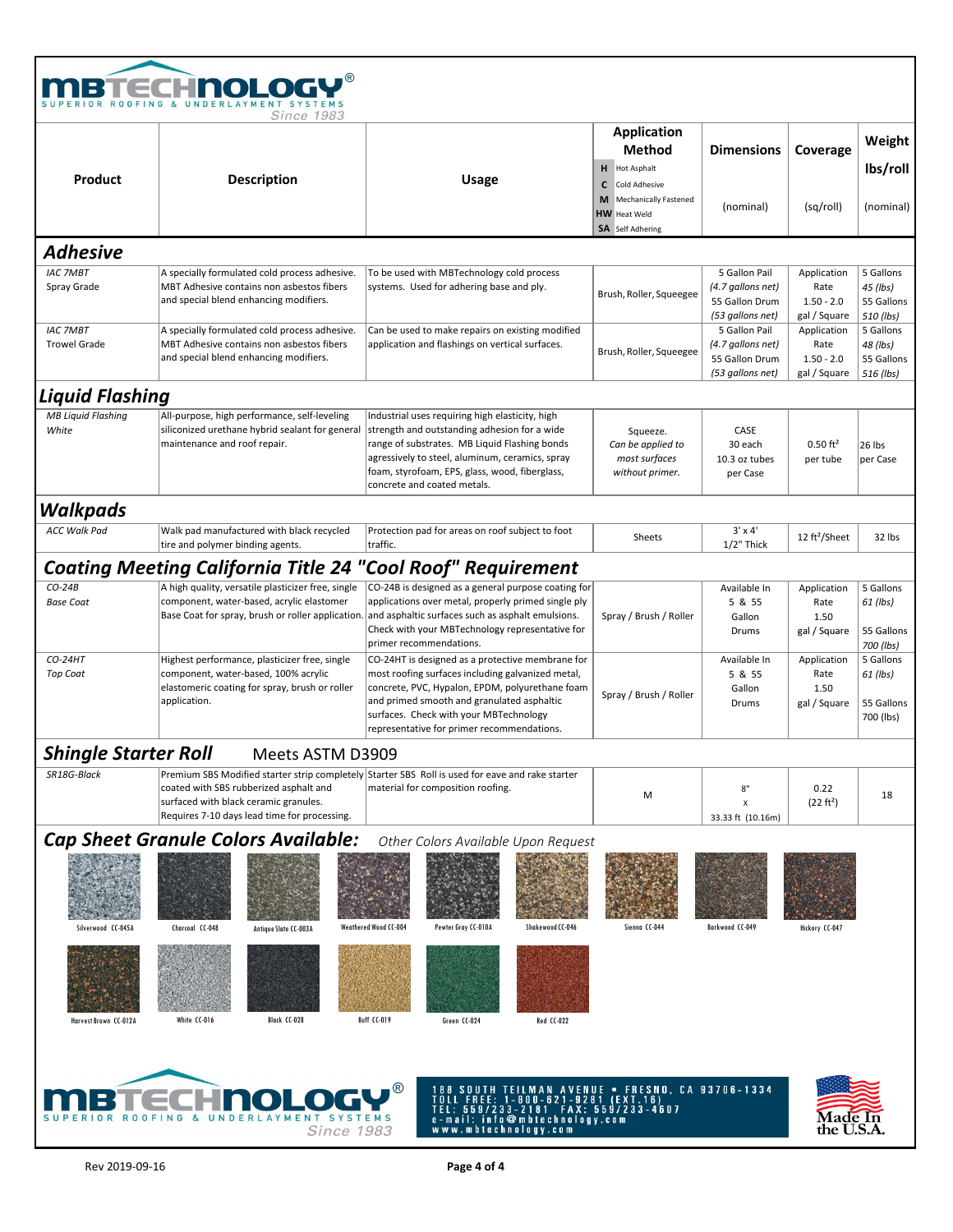**MBTECHNOLOGY®**
SUPERIOR ROOFING & UNDERLAYMENT SYSTEMS
Since 1983

| Product | Description | Usage | Application Method (H Hot Asphalt, C Cold Adhesive, M Mechanically Fastened, HW Heat Weld, SA Self Adhering) | Dimensions (nominal) | Coverage (sq/roll) | Weight lbs/roll (nominal) |
|---|---|---|---|---|---|---|
| ***Adhesive*** | | | | | | |
| *IAC 7MBT* Spray Grade | A specially formulated cold process adhesive. MBT Adhesive contains non asbestos fibers and special blend enhancing modifiers. | To be used with MBTechnology cold process systems. Used for adhering base and ply. | Brush, Roller, Squeegee | 5 Gallon Pail *(4.7 gallons net)* 55 Gallon Drum *(53 gallons net)* | Application Rate 1.50 - 2.0 gal / Square | 5 Gallons *45 (lbs)* 55 Gallons *510 (lbs)* |
| *IAC 7MBT* Trowel Grade | A specially formulated cold process adhesive. MBT Adhesive contains non asbestos fibers and special blend enhancing modifiers. | Can be used to make repairs on existing modified application and flashings on vertical surfaces. | Brush, Roller, Squeegee | 5 Gallon Pail *(4.7 gallons net)* 55 Gallon Drum *(53 gallons net)* | Application Rate 1.50 - 2.0 gal / Square | 5 Gallons *48 (lbs)* 55 Gallons *516 (lbs)* |
| ***Liquid Flashing*** | | | | | | |
| *MB Liquid Flashing White* | All-purpose, high performance, self-leveling siliconized urethane hybrid sealant for general maintenance and roof repair. | Industrial uses requiring high elasticity, high strength and outstanding adhesion for a wide range of substrates. MB Liquid Flashing bonds agressively to steel, aluminum, ceramics, spray foam, styrofoam, EPS, glass, wood, fiberglass, concrete and coated metals. | Squeeze. *Can be applied to most surfaces without primer.* | CASE 30 each 10.3 oz tubes per Case | 0.50 ft² per tube | 26 lbs per Case |
| ***Walkpads*** | | | | | | |
| *ACC Walk Pad* | Walk pad manufactured with black recycled tire and polymer binding agents. | Protection pad for areas on roof subject to foot traffic. | Sheets | 3' x 4' 1/2" Thick | 12 ft²/Sheet | 32 lbs |
| ***Coating Meeting California Title 24 "Cool Roof" Requirement*** | | | | | | |
| *CO-24B Base Coat* | A high quality, versatile plasticizer free, single component, water-based, acrylic elastomer Base Coat for spray, brush or roller application. | CO-24B is designed as a general purpose coating for applications over metal, properly primed single ply and asphaltic surfaces such as asphalt emulsions. Check with your MBTechnology representative for primer recommendations. | Spray / Brush / Roller | Available In 5 & 55 Gallon Drums | Application Rate 1.50 gal / Square | 5 Gallons *61 (lbs)* 55 Gallons *700 (lbs)* |
| *CO-24HT Top Coat* | Highest performance, plasticizer free, single component, water-based, 100% acrylic elastomeric coating for spray, brush or roller application. | CO-24HT is designed as a protective membrane for most roofing surfaces including galvanized metal, concrete, PVC, Hypalon, EPDM, polyurethane foam and primed smooth and granulated asphaltic surfaces. Check with your MBTechnology representative for primer recommendations. | Spray / Brush / Roller | Available In 5 & 55 Gallon Drums | Application Rate 1.50 gal / Square | 5 Gallons *61 (lbs)* 55 Gallons 700 (lbs) |
| ***Shingle Starter Roll*** Meets ASTM D3909 | | | | | | |
| *SR18G-Black* | Premium SBS Modified starter strip completely coated with SBS rubberized asphalt and surfaced with black ceramic granules. Requires 7-10 days lead time for processing. | Starter SBS Roll is used for eave and rake starter material for composition roofing. | M | 8" x 33.33 ft (10.16m) | 0.22 (22 ft²) | 18 |

## *Cap Sheet Granule Colors Available:* *Other Colors Available Upon Request*

Silverwood CC-045A
Charcoal CC-048
Antique Slate CC-003A
Weathered Wood CC-004
Pewter Gray CC-010A
Shakewood CC-046
Sienna CC-044
Barkwood CC-049
Hickory CC-047
Harvest Brown CC-012A
White CC-016
Black CC-028
Buff CC-019
Green CC-024
Red CC-022

**MBTECHNOLOGY®**
SUPERIOR ROOFING & UNDERLAYMENT SYSTEMS
Since 1983

188 SOUTH TEILMAN AVENUE • FRESNO, CA 93706-1334
TOLL FREE: 1-800-621-9281 (EXT.16)
TEL: 559/233-2181 FAX: 559/233-4607
e-mail: info@mbtechnology.com
www.mbtechnology.com

Made In the U.S.A.

Rev 2019-09-16